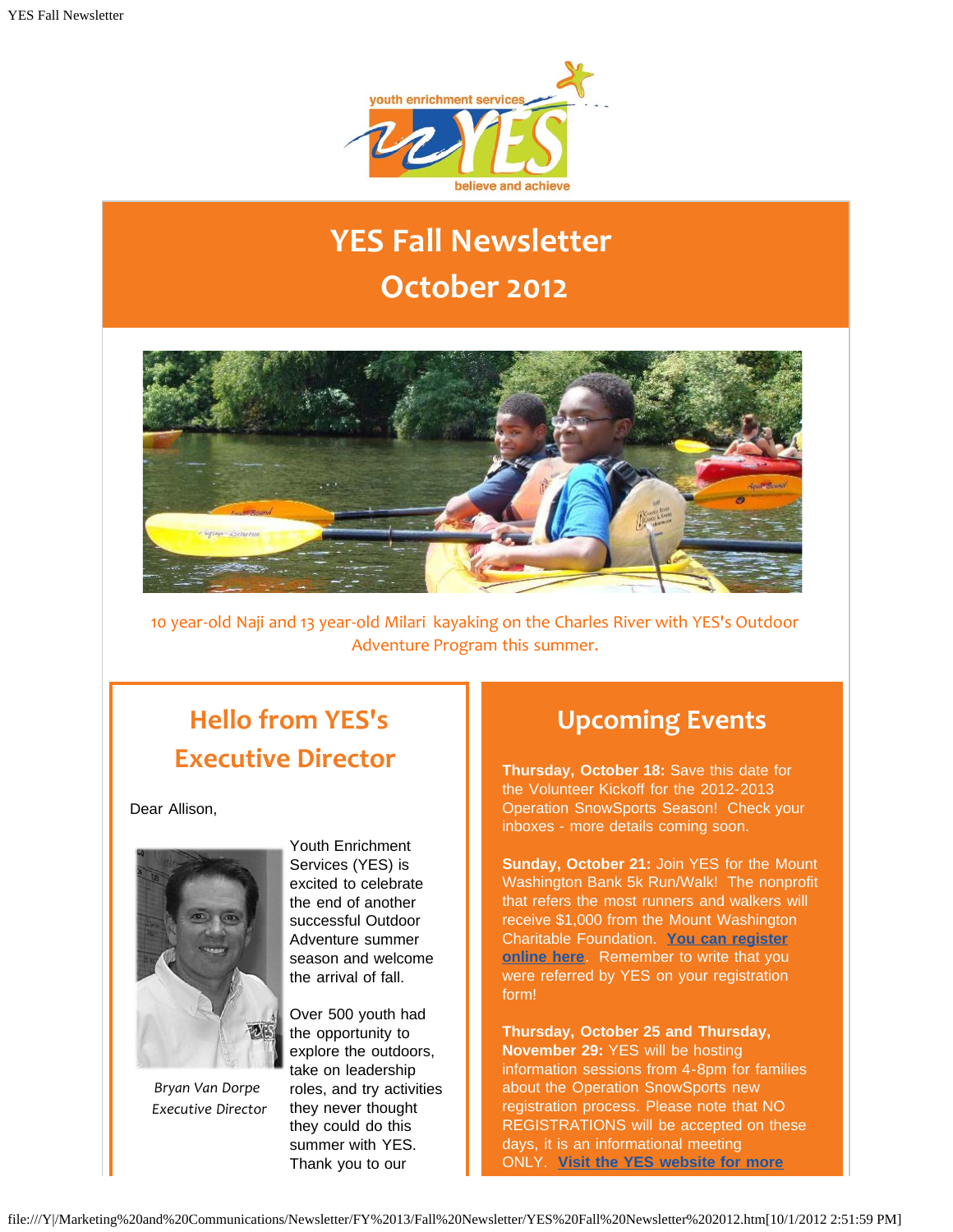youth enrichment services

YES

believe and achieve

# YES Fall Newsletter
# October 2012

10 year-old Naji and 13 year-old Milari kayaking on the Charles River with YES's Outdoor Adventure Program this summer.

## Hello from YES's Executive Director

Dear Allison,

*Bryan Van Dorpe*
*Executive Director*

Youth Enrichment Services (YES) is excited to celebrate the end of another successful Outdoor Adventure summer season and welcome the arrival of fall.

Over 500 youth had the opportunity to explore the outdoors, take on leadership roles, and try activities they never thought they could do this summer with YES. Thank you to our

## Upcoming Events

**Thursday, October 18:** Save this date for the Volunteer Kickoff for the 2012-2013 Operation SnowSports Season! Check your inboxes - more details coming soon.

**Sunday, October 21:** Join YES for the Mount Washington Bank 5k Run/Walk! The nonprofit that refers the most runners and walkers will receive $1,000 from the Mount Washington Charitable Foundation. **You can register online here**. Remember to write that you were referred by YES on your registration form!

**Thursday, October 25 and Thursday, November 29:** YES will be hosting information sessions from 4-8pm for families about the Operation SnowSports new registration process. Please note that NO REGISTRATIONS will be accepted on these days, it is an informational meeting ONLY. **Visit the YES website for more**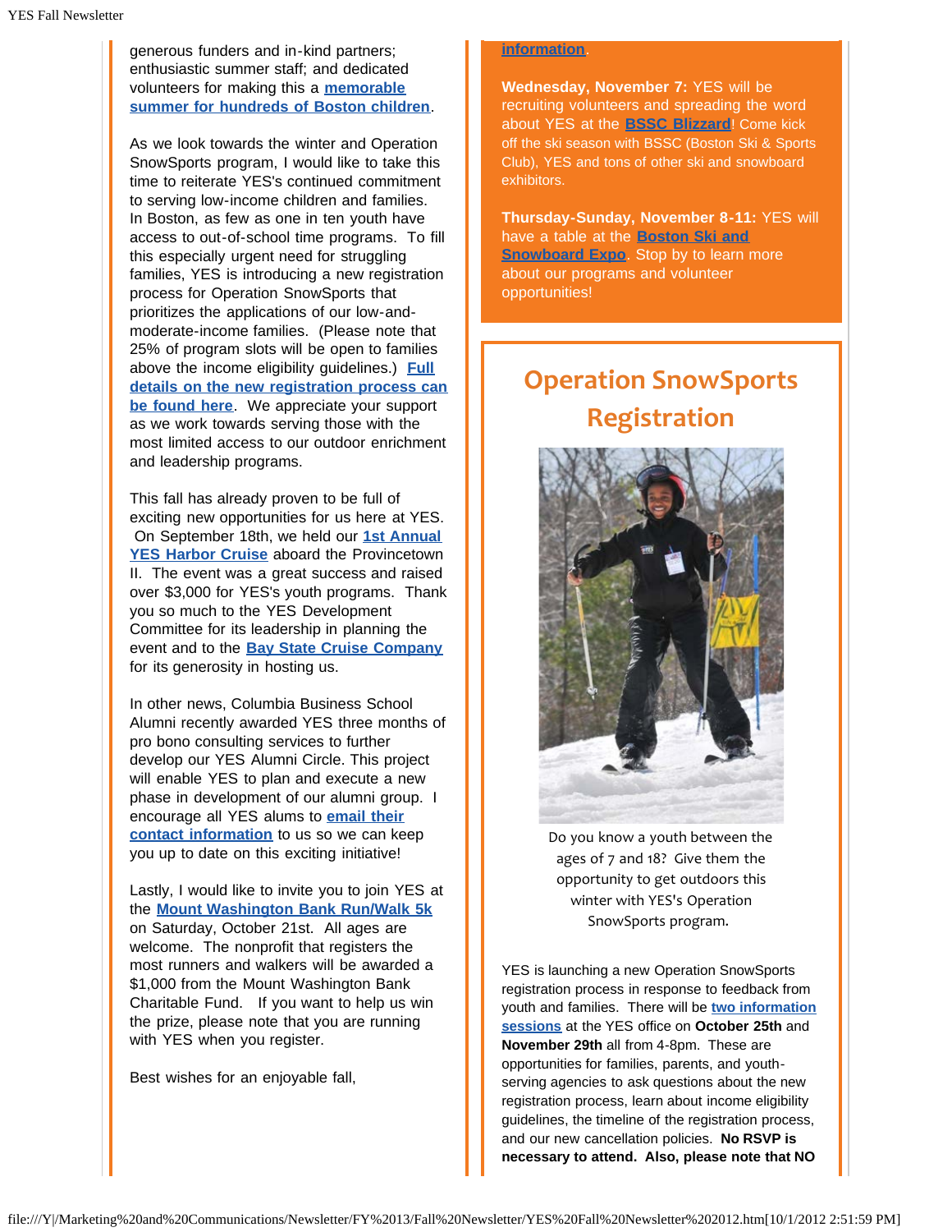generous funders and in-kind partners; enthusiastic summer staff; and dedicated volunteers for making this a **memorable summer for hundreds of Boston children**.

As we look towards the winter and Operation SnowSports program, I would like to take this time to reiterate YES's continued commitment to serving low-income children and families. In Boston, as few as one in ten youth have access to out-of-school time programs. To fill this especially urgent need for struggling families, YES is introducing a new registration process for Operation SnowSports that prioritizes the applications of our low-and-moderate-income families. (Please note that 25% of program slots will be open to families above the income eligibility guidelines.) **Full details on the new registration process can be found here**. We appreciate your support as we work towards serving those with the most limited access to our outdoor enrichment and leadership programs.

This fall has already proven to be full of exciting new opportunities for us here at YES. On September 18th, we held our **1st Annual YES Harbor Cruise** aboard the Provincetown II. The event was a great success and raised over $3,000 for YES's youth programs. Thank you so much to the YES Development Committee for its leadership in planning the event and to the **Bay State Cruise Company** for its generosity in hosting us.

In other news, Columbia Business School Alumni recently awarded YES three months of pro bono consulting services to further develop our YES Alumni Circle. This project will enable YES to plan and execute a new phase in development of our alumni group. I encourage all YES alums to **email their contact information** to us so we can keep you up to date on this exciting initiative!

Lastly, I would like to invite you to join YES at the **Mount Washington Bank Run/Walk 5k** on Saturday, October 21st. All ages are welcome. The nonprofit that registers the most runners and walkers will be awarded a $1,000 from the Mount Washington Bank Charitable Fund. If you want to help us win the prize, please note that you are running with YES when you register.

Best wishes for an enjoyable fall,

**information**.

**Wednesday, November 7:** YES will be recruiting volunteers and spreading the word about YES at the **BSSC Blizzard**! Come kick off the ski season with BSSC (Boston Ski & Sports Club), YES and tons of other ski and snowboard exhibitors.

**Thursday-Sunday, November 8-11:** YES will have a table at the **Boston Ski and Snowboard Expo**. Stop by to learn more about our programs and volunteer opportunities!

## Operation SnowSports Registration

Do you know a youth between the ages of 7 and 18? Give them the opportunity to get outdoors this winter with YES's Operation SnowSports program.

YES is launching a new Operation SnowSports registration process in response to feedback from youth and families. There will be **two information sessions** at the YES office on **October 25th** and **November 29th** all from 4-8pm. These are opportunities for families, parents, and youth-serving agencies to ask questions about the new registration process, learn about income eligibility guidelines, the timeline of the registration process, and our new cancellation policies. **No RSVP is necessary to attend. Also, please note that NO**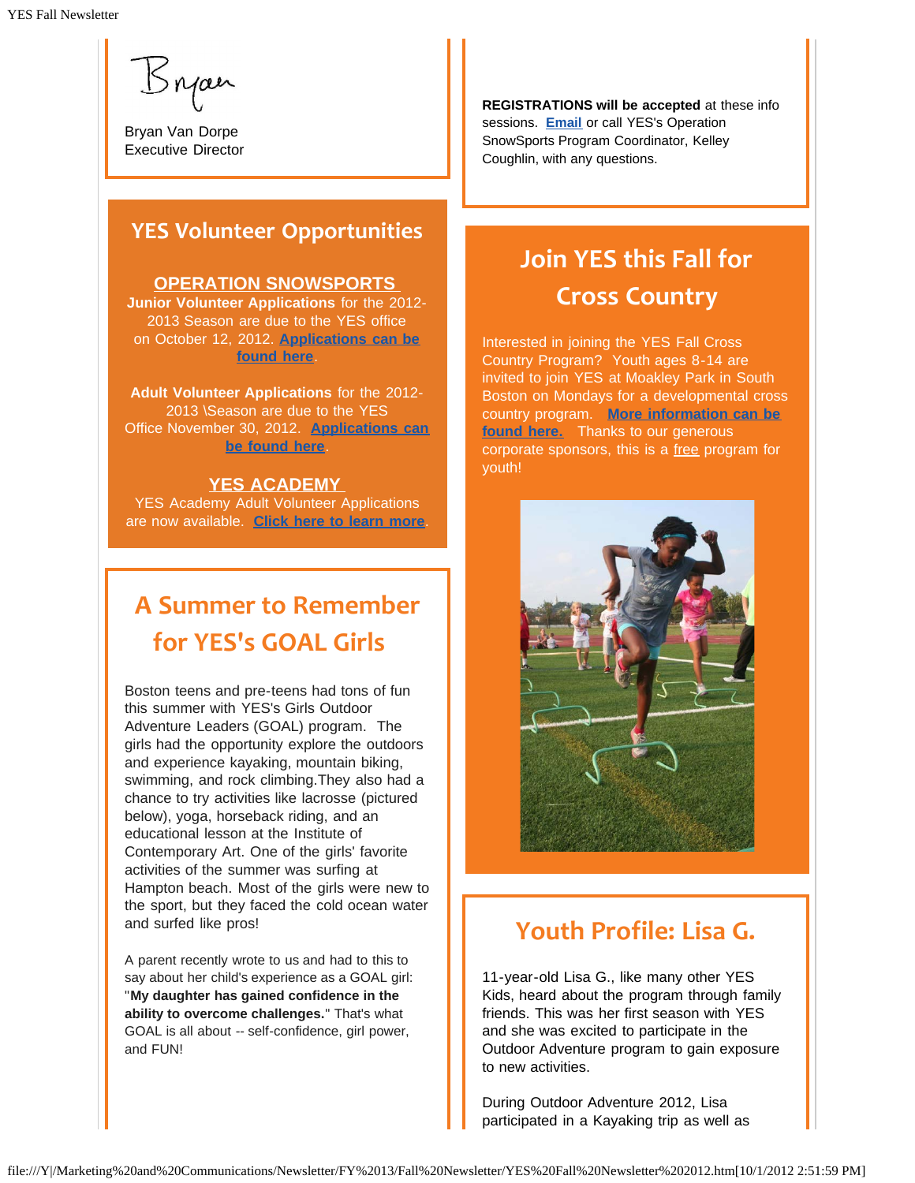Bryan Van Dorpe
Executive Director

REGISTRATIONS will be accepted at these info sessions. Email or call YES's Operation SnowSports Program Coordinator, Kelley Coughlin, with any questions.

## YES Volunteer Opportunities

**OPERATION SNOWSPORTS**

**Junior Volunteer Applications** for the 2012-2013 Season are due to the YES office on October 12, 2012. **Applications can be found here**.

**Adult Volunteer Applications** for the 2012-2013 \Season are due to the YES Office November 30, 2012. **Applications can be found here**.

**YES ACADEMY**

YES Academy Adult Volunteer Applications are now available. **Click here to learn more**.

## Join YES this Fall for Cross Country

Interested in joining the YES Fall Cross Country Program? Youth ages 8-14 are invited to join YES at Moakley Park in South Boston on Mondays for a developmental cross country program. **More information can be found here.** Thanks to our generous corporate sponsors, this is a free program for youth!

## A Summer to Remember for YES's GOAL Girls

Boston teens and pre-teens had tons of fun this summer with YES's Girls Outdoor Adventure Leaders (GOAL) program. The girls had the opportunity explore the outdoors and experience kayaking, mountain biking, swimming, and rock climbing.They also had a chance to try activities like lacrosse (pictured below), yoga, horseback riding, and an educational lesson at the Institute of Contemporary Art. One of the girls' favorite activities of the summer was surfing at Hampton beach. Most of the girls were new to the sport, but they faced the cold ocean water and surfed like pros!

A parent recently wrote to us and had to this to say about her child's experience as a GOAL girl: "**My daughter has gained confidence in the ability to overcome challenges.**" That's what GOAL is all about -- self-confidence, girl power, and FUN!

## Youth Profile: Lisa G.

11-year-old Lisa G., like many other YES Kids, heard about the program through family friends. This was her first season with YES and she was excited to participate in the Outdoor Adventure program to gain exposure to new activities.

During Outdoor Adventure 2012, Lisa participated in a Kayaking trip as well as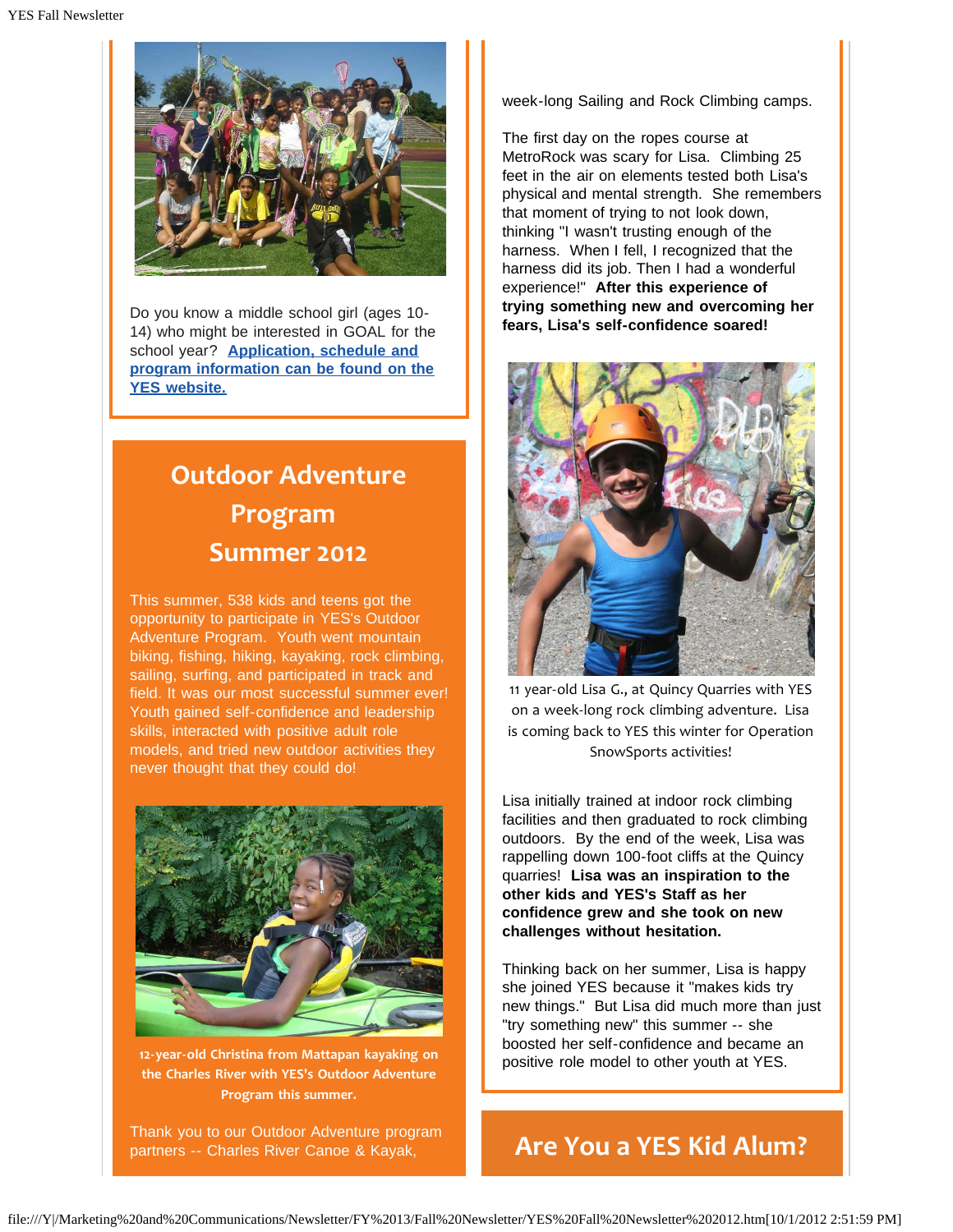Do you know a middle school girl (ages 10-14) who might be interested in GOAL for the school year? **Application, schedule and program information can be found on the YES website.**

## Outdoor Adventure Program Summer 2012

This summer, 538 kids and teens got the opportunity to participate in YES's Outdoor Adventure Program. Youth went mountain biking, fishing, hiking, kayaking, rock climbing, sailing, surfing, and participated in track and field. It was our most successful summer ever! Youth gained self-confidence and leadership skills, interacted with positive adult role models, and tried new outdoor activities they never thought that they could do!

**12-year-old Christina from Mattapan kayaking on the Charles River with YES's Outdoor Adventure Program this summer.**

Thank you to our Outdoor Adventure program partners -- Charles River Canoe & Kayak,

week-long Sailing and Rock Climbing camps.

The first day on the ropes course at MetroRock was scary for Lisa. Climbing 25 feet in the air on elements tested both Lisa's physical and mental strength. She remembers that moment of trying to not look down, thinking "I wasn't trusting enough of the harness. When I fell, I recognized that the harness did its job. Then I had a wonderful experience!" **After this experience of trying something new and overcoming her fears, Lisa's self-confidence soared!**

11 year-old Lisa G., at Quincy Quarries with YES on a week-long rock climbing adventure. Lisa is coming back to YES this winter for Operation SnowSports activities!

Lisa initially trained at indoor rock climbing facilities and then graduated to rock climbing outdoors. By the end of the week, Lisa was rappelling down 100-foot cliffs at the Quincy quarries! **Lisa was an inspiration to the other kids and YES's Staff as her confidence grew and she took on new challenges without hesitation.**

Thinking back on her summer, Lisa is happy she joined YES because it "makes kids try new things." But Lisa did much more than just "try something new" this summer -- she boosted her self-confidence and became an positive role model to other youth at YES.

## Are You a YES Kid Alum?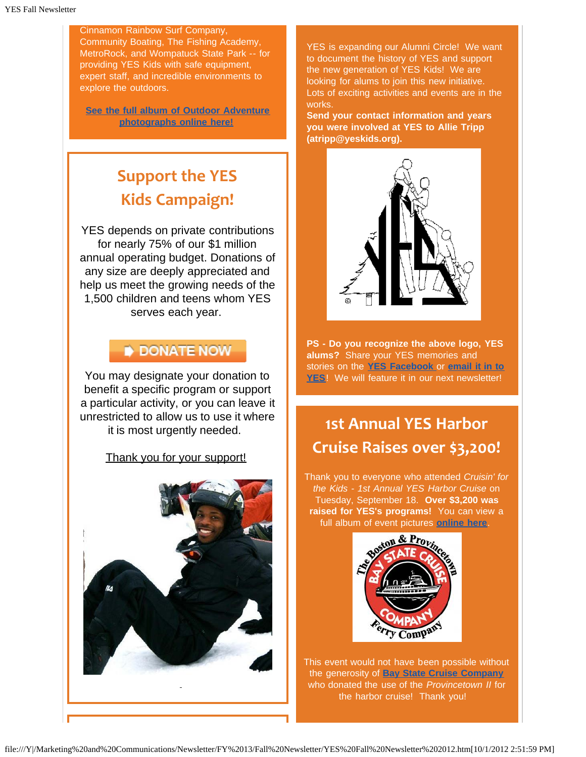Cinnamon Rainbow Surf Company, Community Boating, The Fishing Academy, MetroRock, and Wompatuck State Park -- for providing YES Kids with safe equipment, expert staff, and incredible environments to explore the outdoors.

**See the full album of Outdoor Adventure photographs online here!**

## Support the YES Kids Campaign!

YES depends on private contributions for nearly 75% of our $1 million annual operating budget. Donations of any size are deeply appreciated and help us meet the growing needs of the 1,500 children and teens whom YES serves each year.

DONATE NOW

You may designate your donation to benefit a specific program or support a particular activity, or you can leave it unrestricted to allow us to use it where it is most urgently needed.

Thank you for your support!

YES is expanding our Alumni Circle! We want to document the history of YES and support the new generation of YES Kids! We are looking for alums to join this new initiative. Lots of exciting activities and events are in the works.

**Send your contact information and years you were involved at YES to Allie Tripp (atripp@yeskids.org).**

**PS - Do you recognize the above logo, YES alums?** Share your YES memories and stories on the **YES Facebook** or **email it in to YES**! We will feature it in our next newsletter!

## 1st Annual YES Harbor Cruise Raises over $3,200!

Thank you to everyone who attended *Cruisin' for the Kids - 1st Annual YES Harbor Cruise* on Tuesday, September 18. **Over $3,200 was raised for YES's programs!** You can view a full album of event pictures **online here**.

This event would not have been possible without the generosity of **Bay State Cruise Company** who donated the use of the *Provincetown II* for the harbor cruise! Thank you!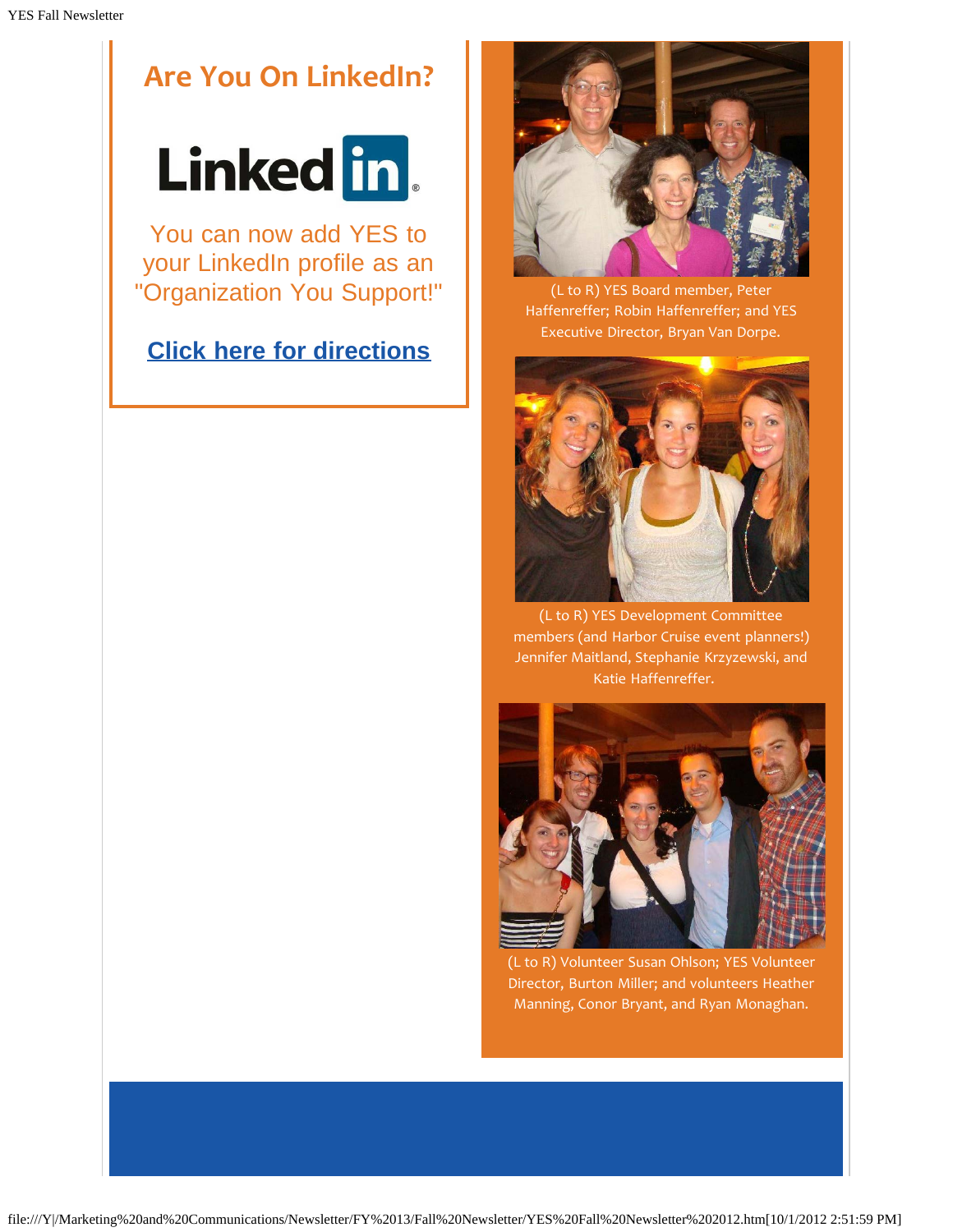## Are You On LinkedIn?

You can now add YES to your LinkedIn profile as an "Organization You Support!"

**Click here for directions**

(L to R) YES Board member, Peter Haffenreffer; Robin Haffenreffer; and YES Executive Director, Bryan Van Dorpe.

(L to R) YES Development Committee members (and Harbor Cruise event planners!) Jennifer Maitland, Stephanie Krzyzewski, and Katie Haffenreffer.

(L to R) Volunteer Susan Ohlson; YES Volunteer Director, Burton Miller; and volunteers Heather Manning, Conor Bryant, and Ryan Monaghan.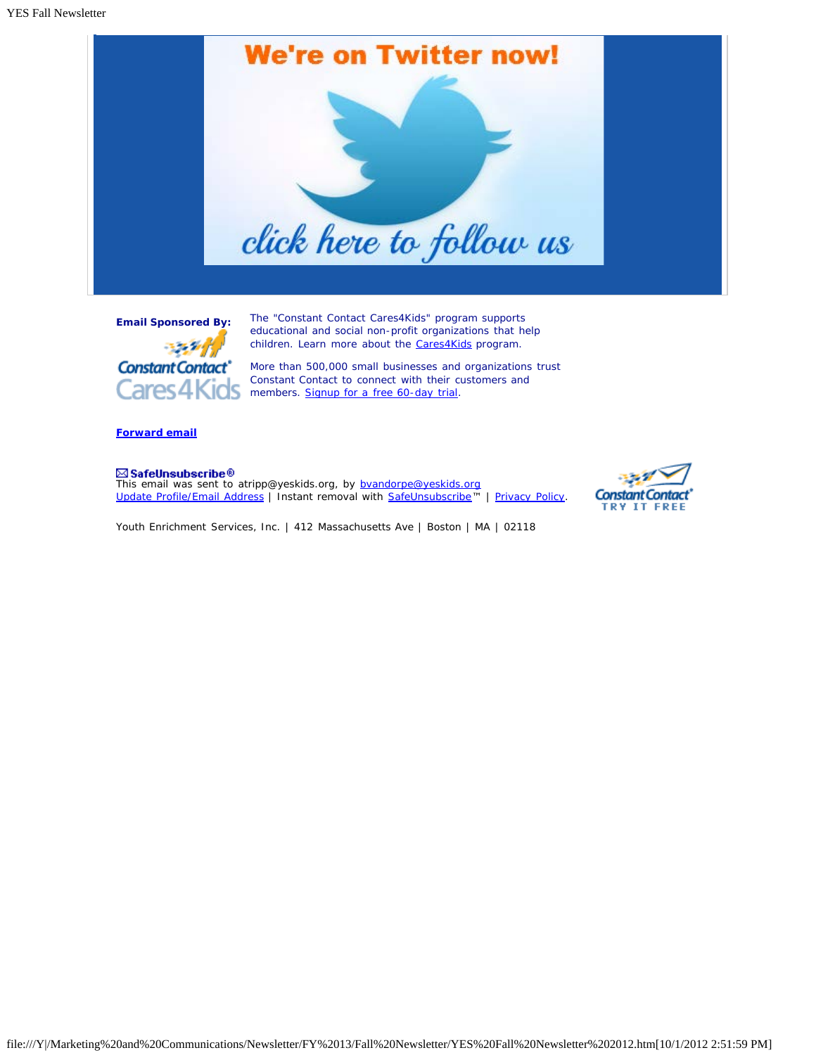We're on Twitter now!

click here to follow us

**Email Sponsored By:**

Constant Contact Cares4Kids

The "Constant Contact Cares4Kids" program supports educational and social non-profit organizations that help children. Learn more about the Cares4Kids program.

More than 500,000 small businesses and organizations trust Constant Contact to connect with their customers and members. Signup for a free 60-day trial.

**Forward email**

**SafeUnsubscribe®**
This email was sent to atripp@yeskids.org, by bvandorpe@yeskids.org
Update Profile/Email Address | Instant removal with SafeUnsubscribe™ | Privacy Policy.

Constant Contact TRY IT FREE

Youth Enrichment Services, Inc. | 412 Massachusetts Ave | Boston | MA | 02118